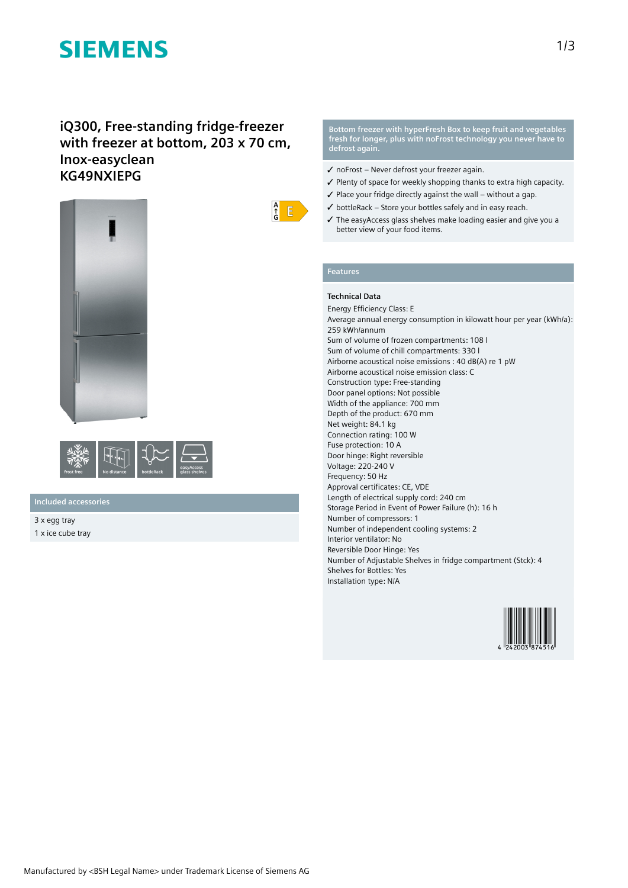# iQ300, Free-standing fridge-freezer with freezer at bottom, 203 x 70 cm, Inox-easyclean
## KG49NXIEPG

**Bottom freezer with hyperFresh Box to keep fruit and vegetables fresh for longer, plus with noFrost technology you never have to defrost again.**

- ✓ noFrost – Never defrost your freezer again.
- ✓ Plenty of space for weekly shopping thanks to extra high capacity.
- ✓ Place your fridge directly against the wall – without a gap.
- ✓ bottleRack – Store your bottles safely and in easy reach.
- ✓ The easyAccess glass shelves make loading easier and give you a better view of your food items.

## Included accessories

3 x egg tray
1 x ice cube tray

## Features

### Technical Data

Energy Efficiency Class: E
Average annual energy consumption in kilowatt hour per year (kWh/a): 259 kWh/annum
Sum of volume of frozen compartments: 108 l
Sum of volume of chill compartments: 330 l
Airborne acoustical noise emissions : 40 dB(A) re 1 pW
Airborne acoustical noise emission class: C
Construction type: Free-standing
Door panel options: Not possible
Width of the appliance: 700 mm
Depth of the product: 670 mm
Net weight: 84.1 kg
Connection rating: 100 W
Fuse protection: 10 A
Door hinge: Right reversible
Voltage: 220-240 V
Frequency: 50 Hz
Approval certificates: CE, VDE
Length of electrical supply cord: 240 cm
Storage Period in Event of Power Failure (h): 16 h
Number of compressors: 1
Number of independent cooling systems: 2
Interior ventilator: No
Reversible Door Hinge: Yes
Number of Adjustable Shelves in fridge compartment (Stck): 4
Shelves for Bottles: Yes
Installation type: N/A

4 242003 874516

Manufactured by <BSH Legal Name> under Trademark License of Siemens AG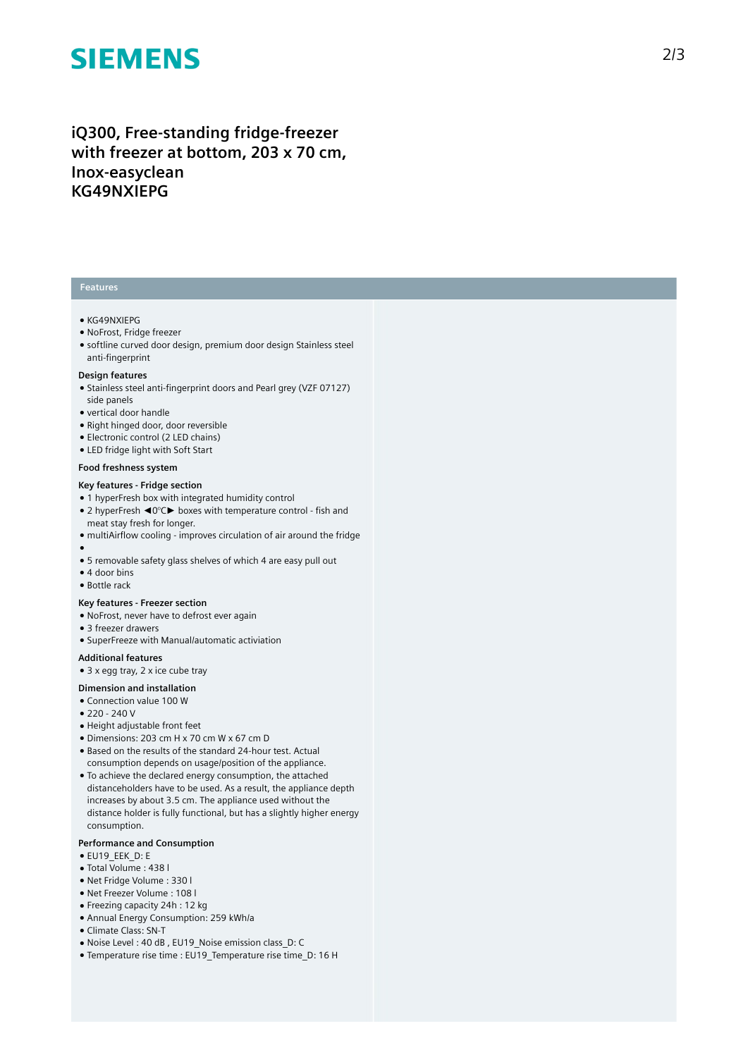# iQ300, Free-standing fridge-freezer with freezer at bottom, 203 x 70 cm, Inox-easyclean
# KG49NXIEPG

## Features

- KG49NXIEPG
- NoFrost, Fridge freezer
- softline curved door design, premium door design Stainless steel anti-fingerprint

### Design features

- Stainless steel anti-fingerprint doors and Pearl grey (VZF 07127) side panels
- vertical door handle
- Right hinged door, door reversible
- Electronic control (2 LED chains)
- LED fridge light with Soft Start

### Food freshness system

### Key features - Fridge section

- 1 hyperFresh box with integrated humidity control
- 2 hyperFresh ◄0°C► boxes with temperature control - fish and meat stay fresh for longer.
- multiAirflow cooling - improves circulation of air around the fridge
- 
- 5 removable safety glass shelves of which 4 are easy pull out
- 4 door bins
- Bottle rack

### Key features - Freezer section

- NoFrost, never have to defrost ever again
- 3 freezer drawers
- SuperFreeze with Manual/automatic activiation

### Additional features

- 3 x egg tray, 2 x ice cube tray

### Dimension and installation

- Connection value 100 W
- 220 - 240 V
- Height adjustable front feet
- Dimensions: 203 cm H x 70 cm W x 67 cm D
- Based on the results of the standard 24-hour test. Actual consumption depends on usage/position of the appliance.
- To achieve the declared energy consumption, the attached distanceholders have to be used. As a result, the appliance depth increases by about 3.5 cm. The appliance used without the distance holder is fully functional, but has a slightly higher energy consumption.

### Performance and Consumption

- EU19_EEK_D: E
- Total Volume : 438 l
- Net Fridge Volume : 330 l
- Net Freezer Volume : 108 l
- Freezing capacity 24h : 12 kg
- Annual Energy Consumption: 259 kWh/a
- Climate Class: SN-T
- Noise Level : 40 dB , EU19_Noise emission class_D: C
- Temperature rise time : EU19_Temperature rise time_D: 16 H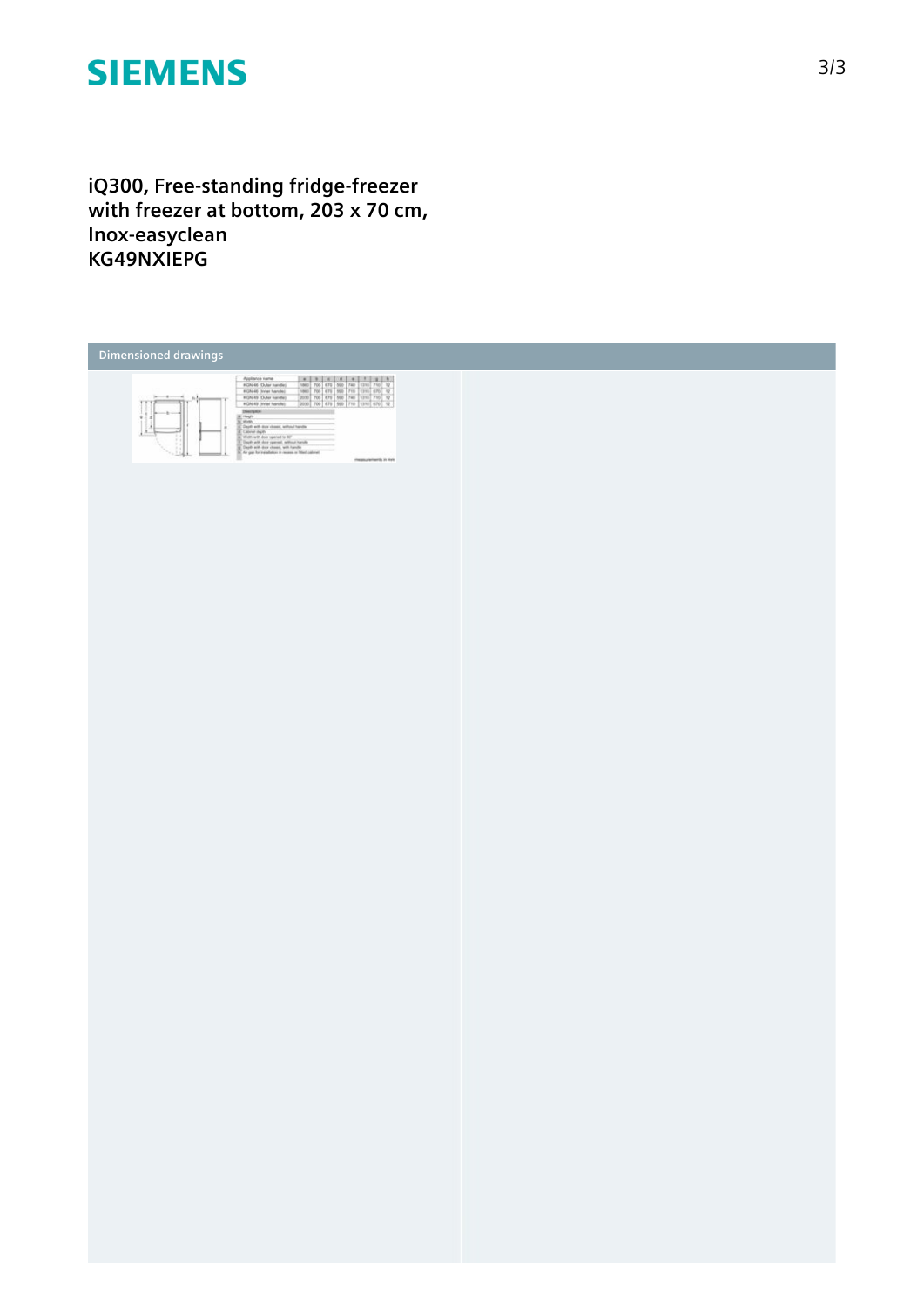# iQ300, Free-standing fridge-freezer with freezer at bottom, 203 x 70 cm, Inox-easyclean
# KG49NXIEPG

## Dimensioned drawings